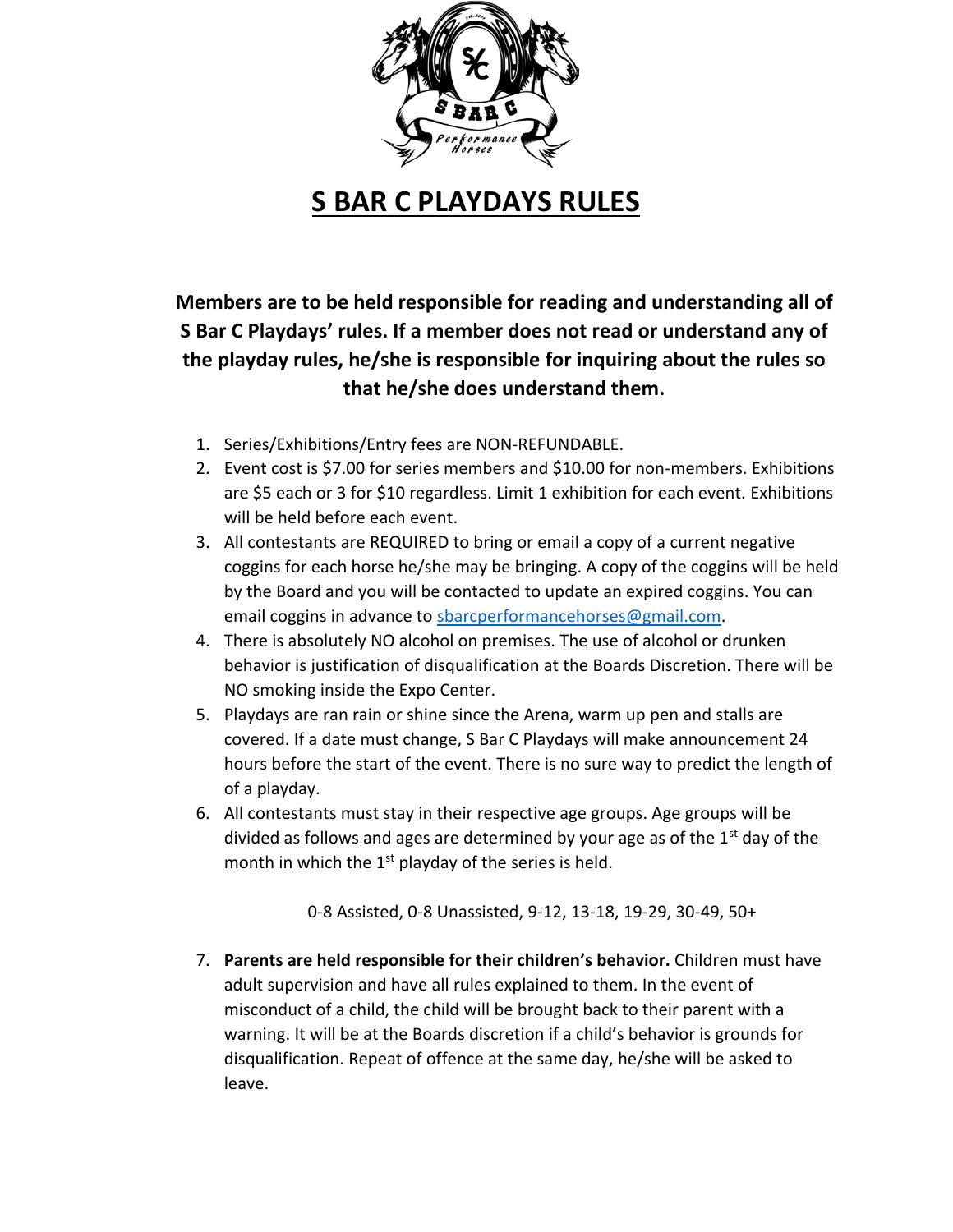# S BAR C PLAYDAYS RULES

**Members are to be held responsible for reading and understanding all of S Bar C Playdays' rules. If a member does not read or understand any of the playday rules, he/she is responsible for inquiring about the rules so that he/she does understand them.**

1. Series/Exhibitions/Entry fees are NON-REFUNDABLE.
2. Event cost is $7.00 for series members and $10.00 for non-members. Exhibitions are $5 each or 3 for $10 regardless. Limit 1 exhibition for each event. Exhibitions will be held before each event.
3. All contestants are REQUIRED to bring or email a copy of a current negative coggins for each horse he/she may be bringing. A copy of the coggins will be held by the Board and you will be contacted to update an expired coggins. You can email coggins in advance to sbarcperformancehorses@gmail.com.
4. There is absolutely NO alcohol on premises. The use of alcohol or drunken behavior is justification of disqualification at the Boards Discretion. There will be NO smoking inside the Expo Center.
5. Playdays are ran rain or shine since the Arena, warm up pen and stalls are covered. If a date must change, S Bar C Playdays will make announcement 24 hours before the start of the event. There is no sure way to predict the length of of a playday.
6. All contestants must stay in their respective age groups. Age groups will be divided as follows and ages are determined by your age as of the 1st day of the month in which the 1st playday of the series is held.

   0-8 Assisted, 0-8 Unassisted, 9-12, 13-18, 19-29, 30-49, 50+

7. **Parents are held responsible for their children's behavior.** Children must have adult supervision and have all rules explained to them. In the event of misconduct of a child, the child will be brought back to their parent with a warning. It will be at the Boards discretion if a child's behavior is grounds for disqualification. Repeat of offence at the same day, he/she will be asked to leave.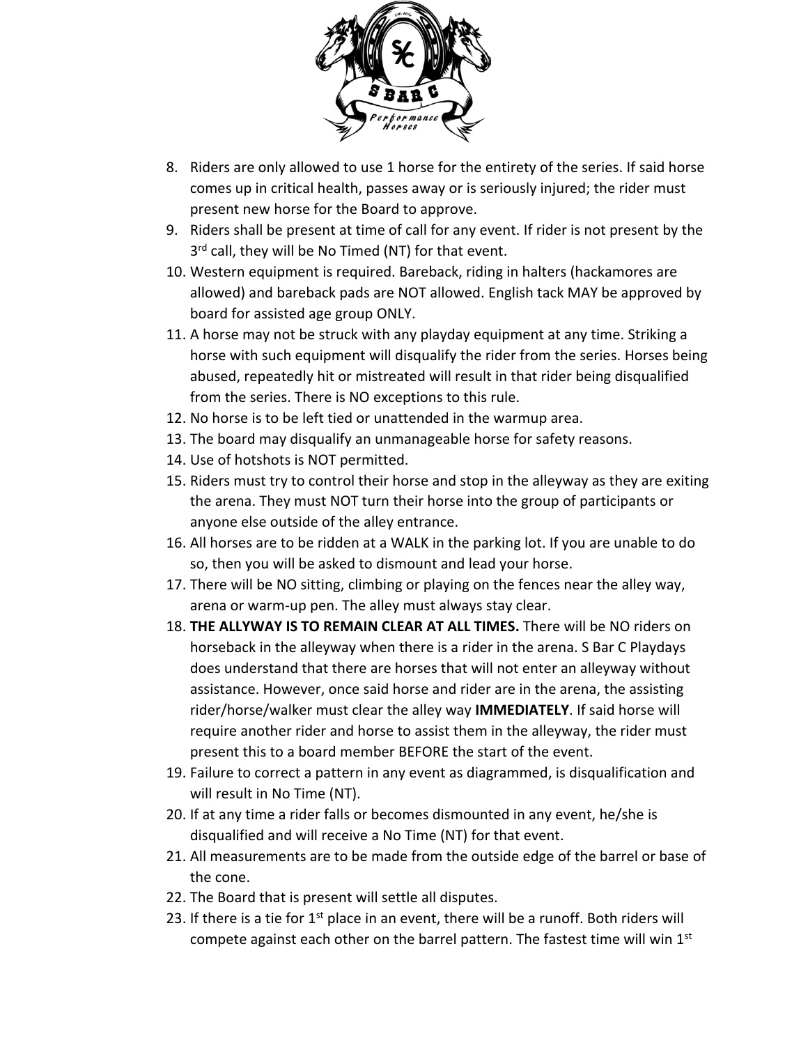8. Riders are only allowed to use 1 horse for the entirety of the series. If said horse comes up in critical health, passes away or is seriously injured; the rider must present new horse for the Board to approve.
9. Riders shall be present at time of call for any event. If rider is not present by the 3rd call, they will be No Timed (NT) for that event.
10. Western equipment is required. Bareback, riding in halters (hackamores are allowed) and bareback pads are NOT allowed. English tack MAY be approved by board for assisted age group ONLY.
11. A horse may not be struck with any playday equipment at any time. Striking a horse with such equipment will disqualify the rider from the series. Horses being abused, repeatedly hit or mistreated will result in that rider being disqualified from the series. There is NO exceptions to this rule.
12. No horse is to be left tied or unattended in the warmup area.
13. The board may disqualify an unmanageable horse for safety reasons.
14. Use of hotshots is NOT permitted.
15. Riders must try to control their horse and stop in the alleyway as they are exiting the arena. They must NOT turn their horse into the group of participants or anyone else outside of the alley entrance.
16. All horses are to be ridden at a WALK in the parking lot. If you are unable to do so, then you will be asked to dismount and lead your horse.
17. There will be NO sitting, climbing or playing on the fences near the alley way, arena or warm-up pen. The alley must always stay clear.
18. **THE ALLYWAY IS TO REMAIN CLEAR AT ALL TIMES.** There will be NO riders on horseback in the alleyway when there is a rider in the arena. S Bar C Playdays does understand that there are horses that will not enter an alleyway without assistance. However, once said horse and rider are in the arena, the assisting rider/horse/walker must clear the alley way **IMMEDIATELY**. If said horse will require another rider and horse to assist them in the alleyway, the rider must present this to a board member BEFORE the start of the event.
19. Failure to correct a pattern in any event as diagrammed, is disqualification and will result in No Time (NT).
20. If at any time a rider falls or becomes dismounted in any event, he/she is disqualified and will receive a No Time (NT) for that event.
21. All measurements are to be made from the outside edge of the barrel or base of the cone.
22. The Board that is present will settle all disputes.
23. If there is a tie for 1st place in an event, there will be a runoff. Both riders will compete against each other on the barrel pattern. The fastest time will win 1st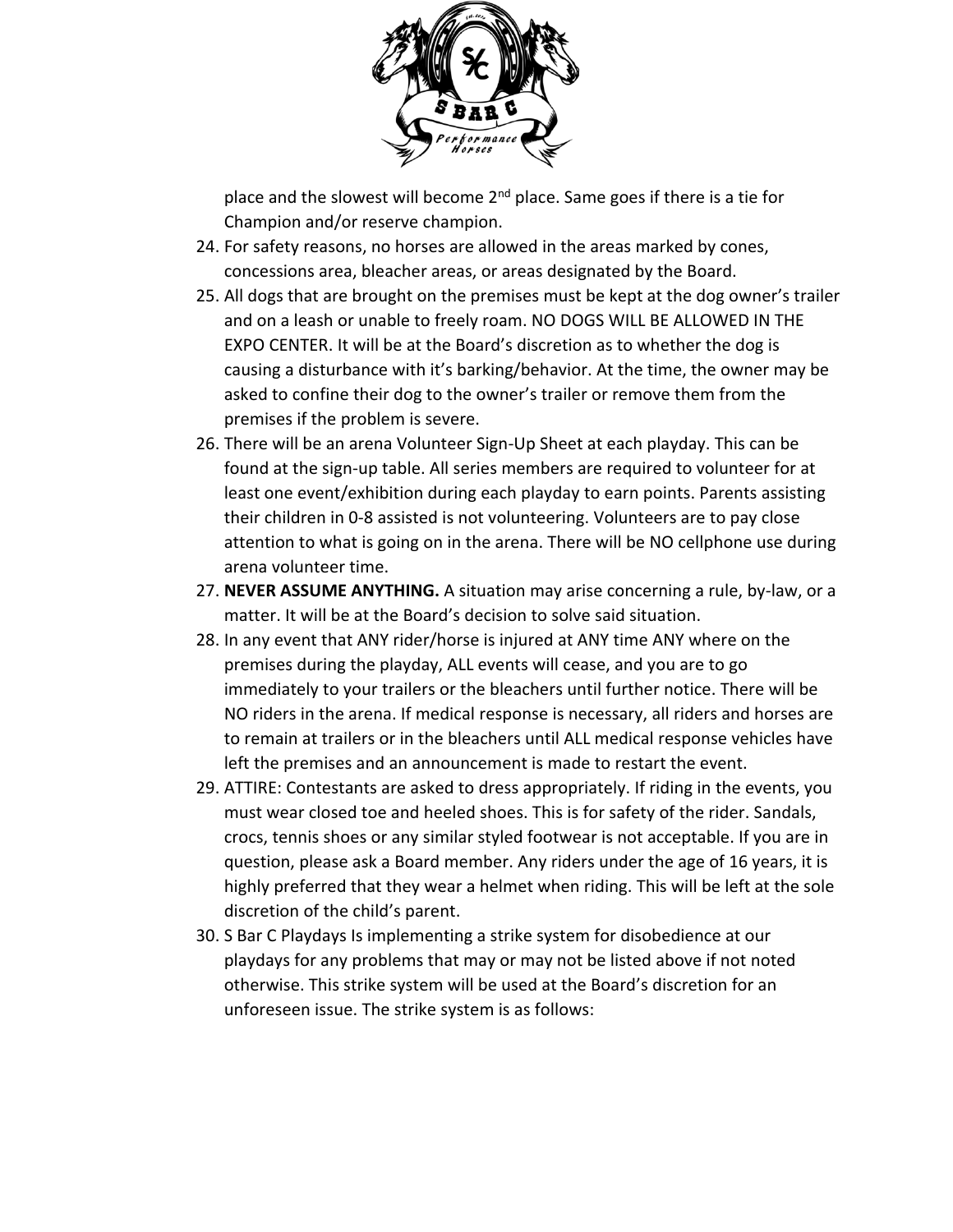place and the slowest will become 2nd place. Same goes if there is a tie for Champion and/or reserve champion.

24. For safety reasons, no horses are allowed in the areas marked by cones, concessions area, bleacher areas, or areas designated by the Board.
25. All dogs that are brought on the premises must be kept at the dog owner's trailer and on a leash or unable to freely roam. NO DOGS WILL BE ALLOWED IN THE EXPO CENTER. It will be at the Board's discretion as to whether the dog is causing a disturbance with it's barking/behavior. At the time, the owner may be asked to confine their dog to the owner's trailer or remove them from the premises if the problem is severe.
26. There will be an arena Volunteer Sign-Up Sheet at each playday. This can be found at the sign-up table. All series members are required to volunteer for at least one event/exhibition during each playday to earn points. Parents assisting their children in 0-8 assisted is not volunteering. Volunteers are to pay close attention to what is going on in the arena. There will be NO cellphone use during arena volunteer time.
27. **NEVER ASSUME ANYTHING.** A situation may arise concerning a rule, by-law, or a matter. It will be at the Board's decision to solve said situation.
28. In any event that ANY rider/horse is injured at ANY time ANY where on the premises during the playday, ALL events will cease, and you are to go immediately to your trailers or the bleachers until further notice. There will be NO riders in the arena. If medical response is necessary, all riders and horses are to remain at trailers or in the bleachers until ALL medical response vehicles have left the premises and an announcement is made to restart the event.
29. ATTIRE: Contestants are asked to dress appropriately. If riding in the events, you must wear closed toe and heeled shoes. This is for safety of the rider. Sandals, crocs, tennis shoes or any similar styled footwear is not acceptable. If you are in question, please ask a Board member. Any riders under the age of 16 years, it is highly preferred that they wear a helmet when riding. This will be left at the sole discretion of the child's parent.
30. S Bar C Playdays Is implementing a strike system for disobedience at our playdays for any problems that may or may not be listed above if not noted otherwise. This strike system will be used at the Board's discretion for an unforeseen issue. The strike system is as follows: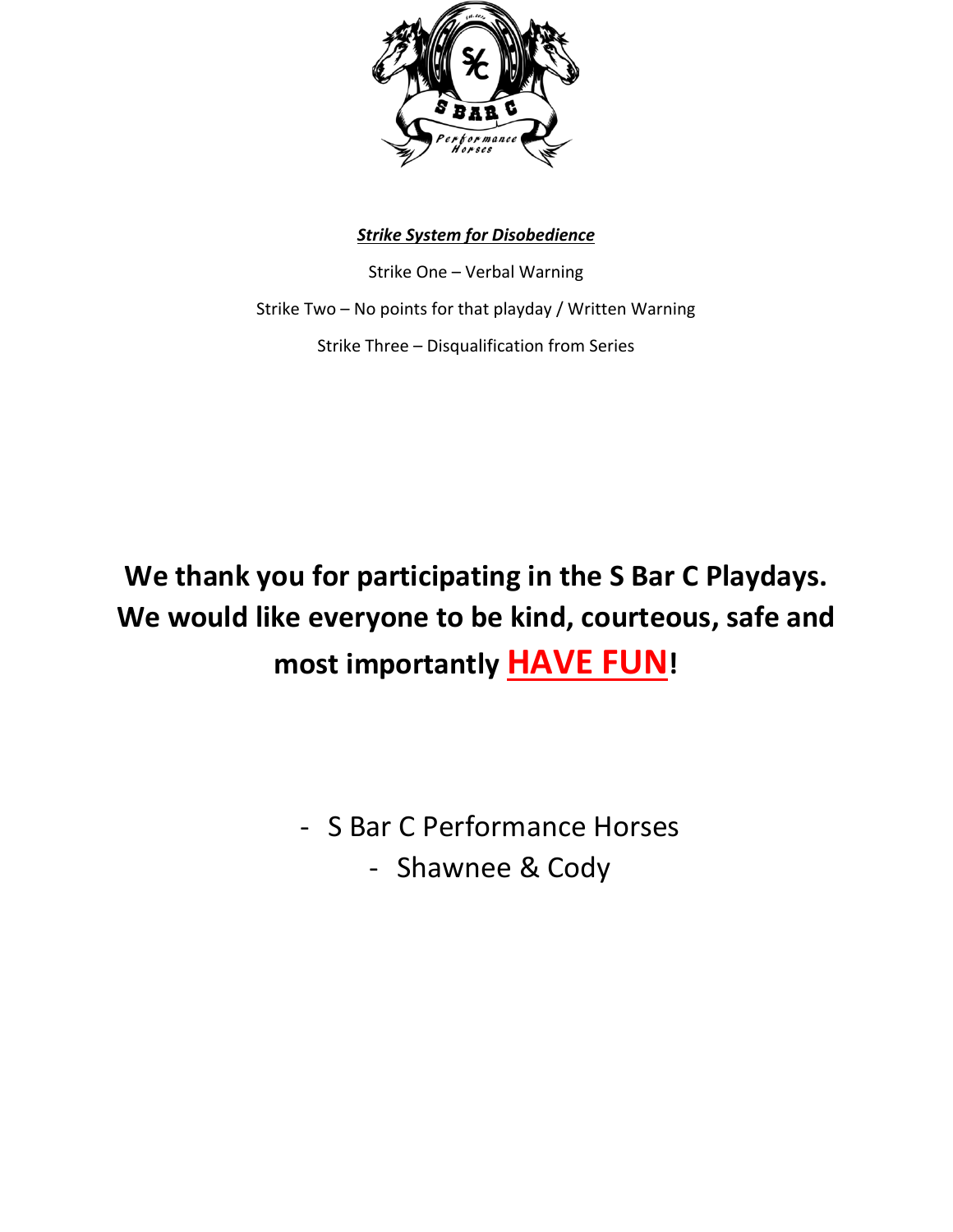***Strike System for Disobedience***

Strike One – Verbal Warning

Strike Two – No points for that playday / Written Warning

Strike Three – Disqualification from Series

**We thank you for participating in the S Bar C Playdays. We would like everyone to be kind, courteous, safe and most importantly HAVE FUN!**

- S Bar C Performance Horses
- Shawnee & Cody